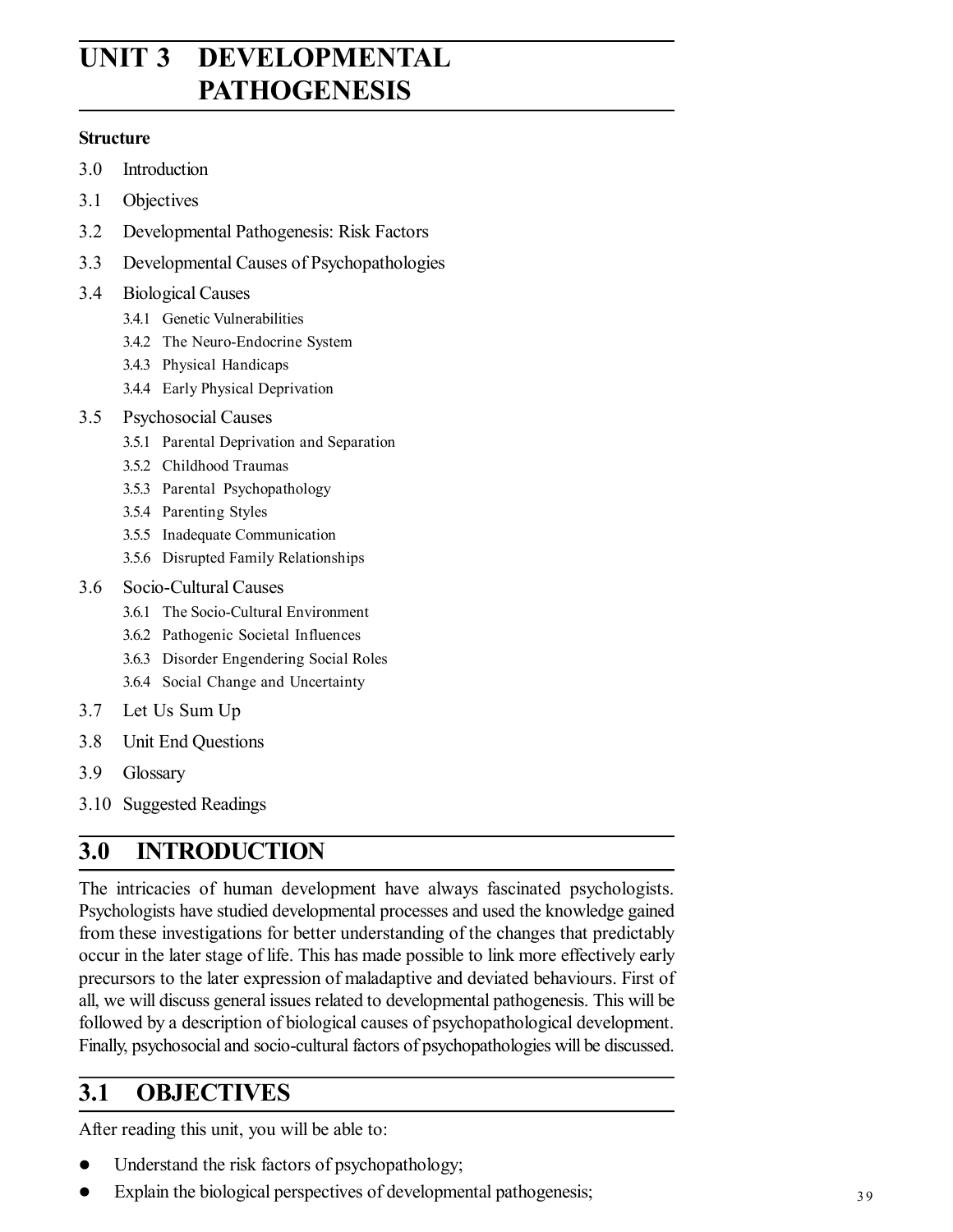# UNIT 3 DEVELOPMENTAL PATHOGENESIS

**Structure**

3.0 Introduction

3.1 Objectives

3.2 Developmental Pathogenesis: Risk Factors

3.3 Developmental Causes of Psychopathologies

3.4 Biological Causes

- 3.4.1 Genetic Vulnerabilities
- 3.4.2 The Neuro-Endocrine System
- 3.4.3 Physical Handicaps
- 3.4.4 Early Physical Deprivation

3.5 Psychosocial Causes

- 3.5.1 Parental Deprivation and Separation
- 3.5.2 Childhood Traumas
- 3.5.3 Parental Psychopathology
- 3.5.4 Parenting Styles
- 3.5.5 Inadequate Communication
- 3.5.6 Disrupted Family Relationships

3.6 Socio-Cultural Causes

- 3.6.1 The Socio-Cultural Environment
- 3.6.2 Pathogenic Societal Influences
- 3.6.3 Disorder Engendering Social Roles
- 3.6.4 Social Change and Uncertainty

3.7 Let Us Sum Up

3.8 Unit End Questions

3.9 Glossary

3.10 Suggested Readings

## 3.0 INTRODUCTION

The intricacies of human development have always fascinated psychologists. Psychologists have studied developmental processes and used the knowledge gained from these investigations for better understanding of the changes that predictably occur in the later stage of life. This has made possible to link more effectively early precursors to the later expression of maladaptive and deviated behaviours. First of all, we will discuss general issues related to developmental pathogenesis. This will be followed by a description of biological causes of psychopathological development. Finally, psychosocial and socio-cultural factors of psychopathologies will be discussed.

## 3.1 OBJECTIVES

After reading this unit, you will be able to:

- Understand the risk factors of psychopathology;
- Explain the biological perspectives of developmental pathogenesis;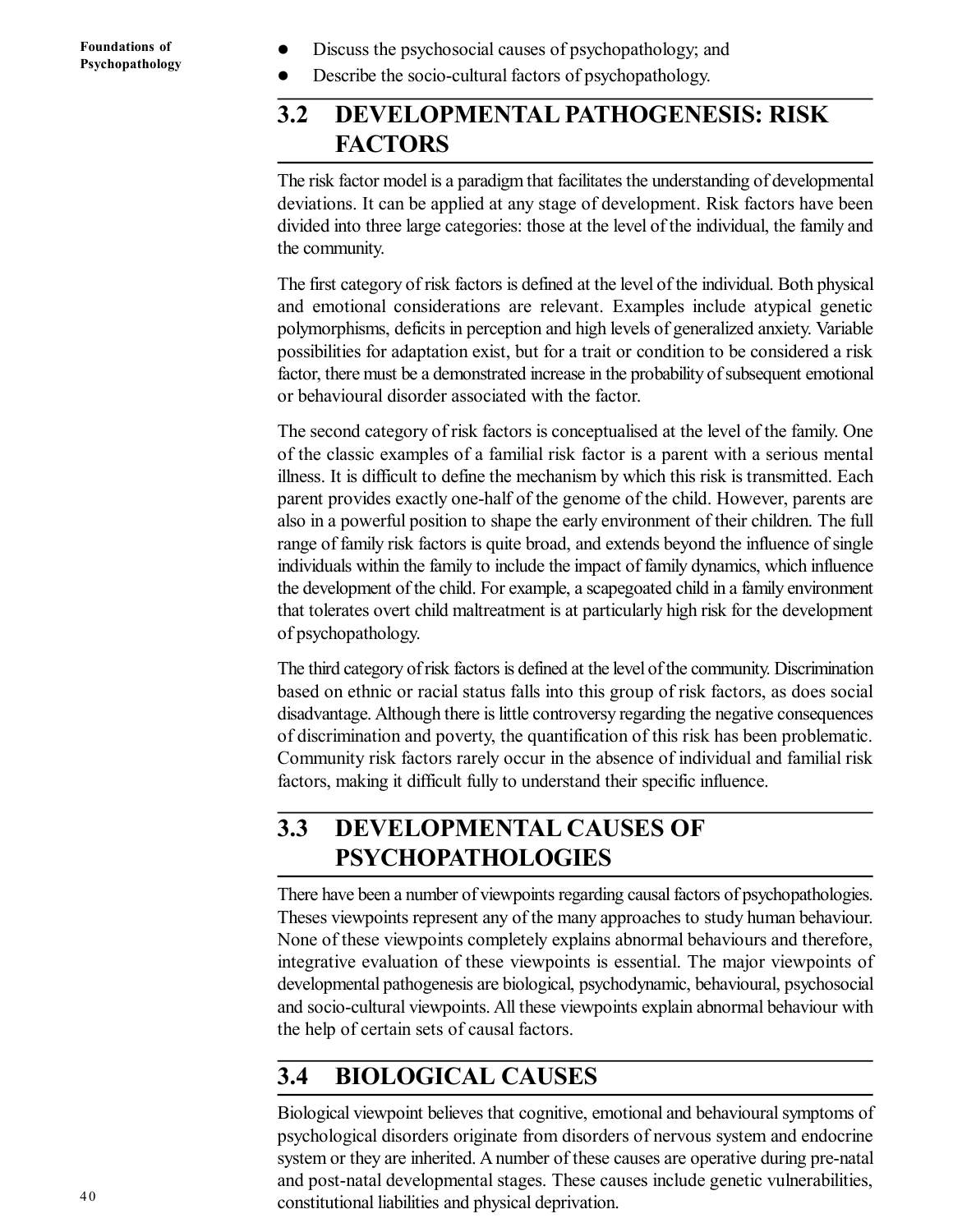- Discuss the psychosocial causes of psychopathology; and
- Describe the socio-cultural factors of psychopathology.

## 3.2 DEVELOPMENTAL PATHOGENESIS: RISK FACTORS

The risk factor model is a paradigm that facilitates the understanding of developmental deviations. It can be applied at any stage of development. Risk factors have been divided into three large categories: those at the level of the individual, the family and the community.

The first category of risk factors is defined at the level of the individual. Both physical and emotional considerations are relevant. Examples include atypical genetic polymorphisms, deficits in perception and high levels of generalized anxiety. Variable possibilities for adaptation exist, but for a trait or condition to be considered a risk factor, there must be a demonstrated increase in the probability of subsequent emotional or behavioural disorder associated with the factor.

The second category of risk factors is conceptualised at the level of the family. One of the classic examples of a familial risk factor is a parent with a serious mental illness. It is difficult to define the mechanism by which this risk is transmitted. Each parent provides exactly one-half of the genome of the child. However, parents are also in a powerful position to shape the early environment of their children. The full range of family risk factors is quite broad, and extends beyond the influence of single individuals within the family to include the impact of family dynamics, which influence the development of the child. For example, a scapegoated child in a family environment that tolerates overt child maltreatment is at particularly high risk for the development of psychopathology.

The third category of risk factors is defined at the level of the community. Discrimination based on ethnic or racial status falls into this group of risk factors, as does social disadvantage. Although there is little controversy regarding the negative consequences of discrimination and poverty, the quantification of this risk has been problematic. Community risk factors rarely occur in the absence of individual and familial risk factors, making it difficult fully to understand their specific influence.

## 3.3 DEVELOPMENTAL CAUSES OF PSYCHOPATHOLOGIES

There have been a number of viewpoints regarding causal factors of psychopathologies. Theses viewpoints represent any of the many approaches to study human behaviour. None of these viewpoints completely explains abnormal behaviours and therefore, integrative evaluation of these viewpoints is essential. The major viewpoints of developmental pathogenesis are biological, psychodynamic, behavioural, psychosocial and socio-cultural viewpoints. All these viewpoints explain abnormal behaviour with the help of certain sets of causal factors.

## 3.4 BIOLOGICAL CAUSES

Biological viewpoint believes that cognitive, emotional and behavioural symptoms of psychological disorders originate from disorders of nervous system and endocrine system or they are inherited. A number of these causes are operative during pre-natal and post-natal developmental stages. These causes include genetic vulnerabilities, constitutional liabilities and physical deprivation.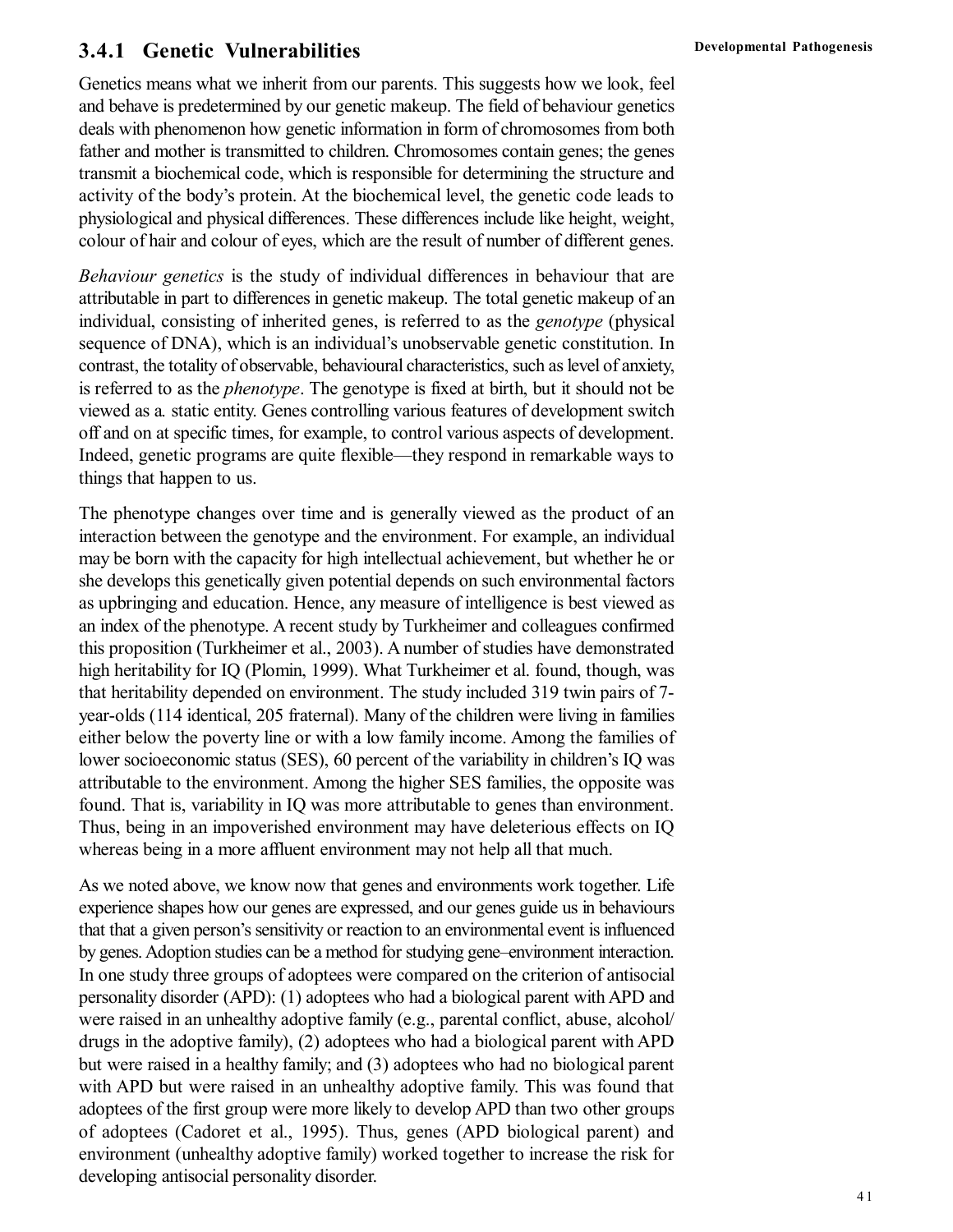### 3.4.1 Genetic Vulnerabilities

Genetics means what we inherit from our parents. This suggests how we look, feel and behave is predetermined by our genetic makeup. The field of behaviour genetics deals with phenomenon how genetic information in form of chromosomes from both father and mother is transmitted to children. Chromosomes contain genes; the genes transmit a biochemical code, which is responsible for determining the structure and activity of the body's protein. At the biochemical level, the genetic code leads to physiological and physical differences. These differences include like height, weight, colour of hair and colour of eyes, which are the result of number of different genes.

*Behaviour genetics* is the study of individual differences in behaviour that are attributable in part to differences in genetic makeup. The total genetic makeup of an individual, consisting of inherited genes, is referred to as the *genotype* (physical sequence of DNA), which is an individual's unobservable genetic constitution. In contrast, the totality of observable, behavioural characteristics, such as level of anxiety, is referred to as the *phenotype*. The genotype is fixed at birth, but it should not be viewed as a. static entity. Genes controlling various features of development switch off and on at specific times, for example, to control various aspects of development. Indeed, genetic programs are quite flexible—they respond in remarkable ways to things that happen to us.

The phenotype changes over time and is generally viewed as the product of an interaction between the genotype and the environment. For example, an individual may be born with the capacity for high intellectual achievement, but whether he or she develops this genetically given potential depends on such environmental factors as upbringing and education. Hence, any measure of intelligence is best viewed as an index of the phenotype. A recent study by Turkheimer and colleagues confirmed this proposition (Turkheimer et al., 2003). A number of studies have demonstrated high heritability for IQ (Plomin, 1999). What Turkheimer et al. found, though, was that heritability depended on environment. The study included 319 twin pairs of 7-year-olds (114 identical, 205 fraternal). Many of the children were living in families either below the poverty line or with a low family income. Among the families of lower socioeconomic status (SES), 60 percent of the variability in children's IQ was attributable to the environment. Among the higher SES families, the opposite was found. That is, variability in IQ was more attributable to genes than environment. Thus, being in an impoverished environment may have deleterious effects on IQ whereas being in a more affluent environment may not help all that much.

As we noted above, we know now that genes and environments work together. Life experience shapes how our genes are expressed, and our genes guide us in behaviours that that a given person's sensitivity or reaction to an environmental event is influenced by genes. Adoption studies can be a method for studying gene–environment interaction. In one study three groups of adoptees were compared on the criterion of antisocial personality disorder (APD): (1) adoptees who had a biological parent with APD and were raised in an unhealthy adoptive family (e.g., parental conflict, abuse, alcohol/ drugs in the adoptive family), (2) adoptees who had a biological parent with APD but were raised in a healthy family; and (3) adoptees who had no biological parent with APD but were raised in an unhealthy adoptive family. This was found that adoptees of the first group were more likely to develop APD than two other groups of adoptees (Cadoret et al., 1995). Thus, genes (APD biological parent) and environment (unhealthy adoptive family) worked together to increase the risk for developing antisocial personality disorder.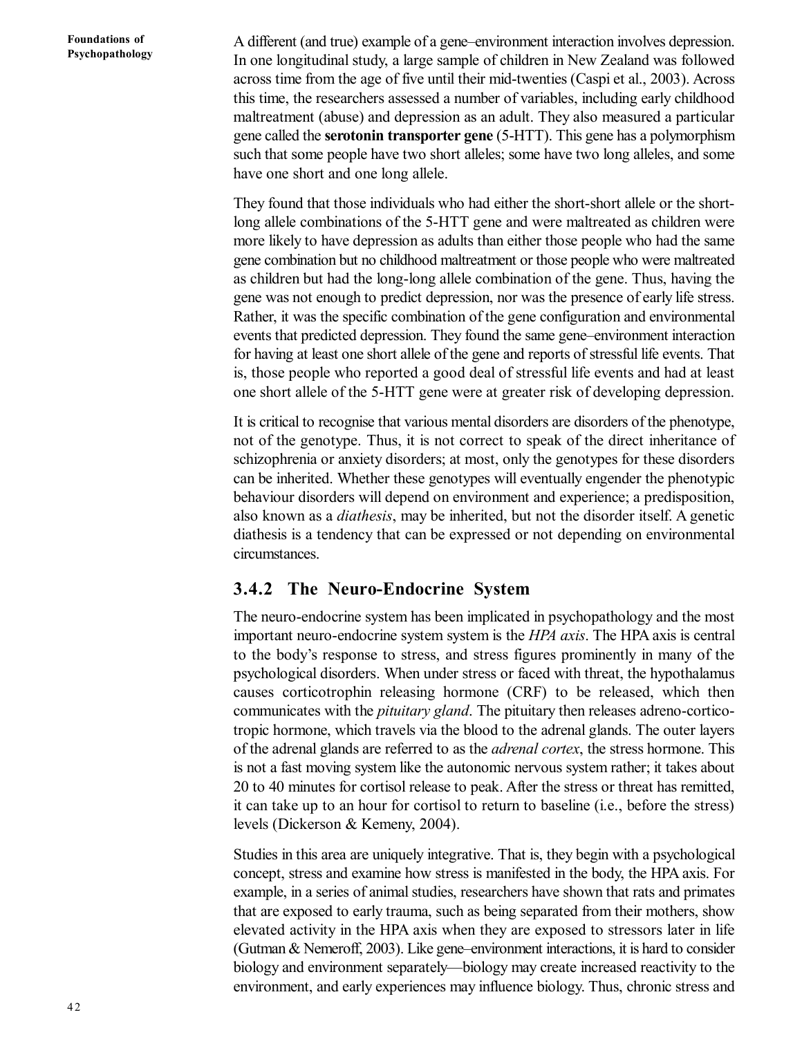A different (and true) example of a gene–environment interaction involves depression. In one longitudinal study, a large sample of children in New Zealand was followed across time from the age of five until their mid-twenties (Caspi et al., 2003). Across this time, the researchers assessed a number of variables, including early childhood maltreatment (abuse) and depression as an adult. They also measured a particular gene called the **serotonin transporter gene** (5-HTT). This gene has a polymorphism such that some people have two short alleles; some have two long alleles, and some have one short and one long allele.

They found that those individuals who had either the short-short allele or the short-long allele combinations of the 5-HTT gene and were maltreated as children were more likely to have depression as adults than either those people who had the same gene combination but no childhood maltreatment or those people who were maltreated as children but had the long-long allele combination of the gene. Thus, having the gene was not enough to predict depression, nor was the presence of early life stress. Rather, it was the specific combination of the gene configuration and environmental events that predicted depression. They found the same gene–environment interaction for having at least one short allele of the gene and reports of stressful life events. That is, those people who reported a good deal of stressful life events and had at least one short allele of the 5-HTT gene were at greater risk of developing depression.

It is critical to recognise that various mental disorders are disorders of the phenotype, not of the genotype. Thus, it is not correct to speak of the direct inheritance of schizophrenia or anxiety disorders; at most, only the genotypes for these disorders can be inherited. Whether these genotypes will eventually engender the phenotypic behaviour disorders will depend on environment and experience; a predisposition, also known as a *diathesis*, may be inherited, but not the disorder itself. A genetic diathesis is a tendency that can be expressed or not depending on environmental circumstances.

### 3.4.2 The Neuro-Endocrine System

The neuro-endocrine system has been implicated in psychopathology and the most important neuro-endocrine system system is the *HPA axis*. The HPA axis is central to the body's response to stress, and stress figures prominently in many of the psychological disorders. When under stress or faced with threat, the hypothalamus causes corticotrophin releasing hormone (CRF) to be released, which then communicates with the *pituitary gland*. The pituitary then releases adreno-cortico-tropic hormone, which travels via the blood to the adrenal glands. The outer layers of the adrenal glands are referred to as the *adrenal cortex*, the stress hormone. This is not a fast moving system like the autonomic nervous system rather; it takes about 20 to 40 minutes for cortisol release to peak. After the stress or threat has remitted, it can take up to an hour for cortisol to return to baseline (i.e., before the stress) levels (Dickerson & Kemeny, 2004).

Studies in this area are uniquely integrative. That is, they begin with a psychological concept, stress and examine how stress is manifested in the body, the HPA axis. For example, in a series of animal studies, researchers have shown that rats and primates that are exposed to early trauma, such as being separated from their mothers, show elevated activity in the HPA axis when they are exposed to stressors later in life (Gutman & Nemeroff, 2003). Like gene–environment interactions, it is hard to consider biology and environment separately—biology may create increased reactivity to the environment, and early experiences may influence biology. Thus, chronic stress and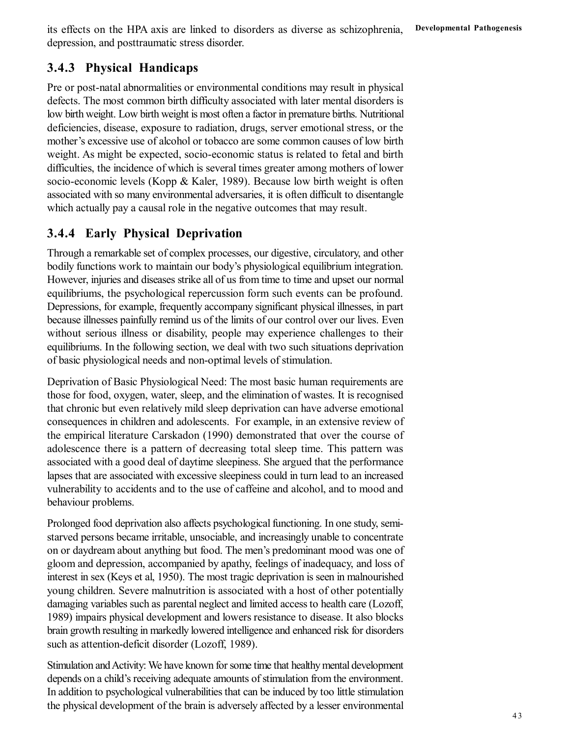its effects on the HPA axis are linked to disorders as diverse as schizophrenia, depression, and posttraumatic stress disorder.

### 3.4.3 Physical Handicaps

Pre or post-natal abnormalities or environmental conditions may result in physical defects. The most common birth difficulty associated with later mental disorders is low birth weight. Low birth weight is most often a factor in premature births. Nutritional deficiencies, disease, exposure to radiation, drugs, server emotional stress, or the mother's excessive use of alcohol or tobacco are some common causes of low birth weight. As might be expected, socio-economic status is related to fetal and birth difficulties, the incidence of which is several times greater among mothers of lower socio-economic levels (Kopp & Kaler, 1989). Because low birth weight is often associated with so many environmental adversaries, it is often difficult to disentangle which actually pay a causal role in the negative outcomes that may result.

### 3.4.4 Early Physical Deprivation

Through a remarkable set of complex processes, our digestive, circulatory, and other bodily functions work to maintain our body's physiological equilibrium integration. However, injuries and diseases strike all of us from time to time and upset our normal equilibriums, the psychological repercussion form such events can be profound. Depressions, for example, frequently accompany significant physical illnesses, in part because illnesses painfully remind us of the limits of our control over our lives. Even without serious illness or disability, people may experience challenges to their equilibriums. In the following section, we deal with two such situations deprivation of basic physiological needs and non-optimal levels of stimulation.

Deprivation of Basic Physiological Need: The most basic human requirements are those for food, oxygen, water, sleep, and the elimination of wastes. It is recognised that chronic but even relatively mild sleep deprivation can have adverse emotional consequences in children and adolescents. For example, in an extensive review of the empirical literature Carskadon (1990) demonstrated that over the course of adolescence there is a pattern of decreasing total sleep time. This pattern was associated with a good deal of daytime sleepiness. She argued that the performance lapses that are associated with excessive sleepiness could in turn lead to an increased vulnerability to accidents and to the use of caffeine and alcohol, and to mood and behaviour problems.

Prolonged food deprivation also affects psychological functioning. In one study, semi-starved persons became irritable, unsociable, and increasingly unable to concentrate on or daydream about anything but food. The men's predominant mood was one of gloom and depression, accompanied by apathy, feelings of inadequacy, and loss of interest in sex (Keys et al, 1950). The most tragic deprivation is seen in malnourished young children. Severe malnutrition is associated with a host of other potentially damaging variables such as parental neglect and limited access to health care (Lozoff, 1989) impairs physical development and lowers resistance to disease. It also blocks brain growth resulting in markedly lowered intelligence and enhanced risk for disorders such as attention-deficit disorder (Lozoff, 1989).

Stimulation and Activity: We have known for some time that healthy mental development depends on a child's receiving adequate amounts of stimulation from the environment. In addition to psychological vulnerabilities that can be induced by too little stimulation the physical development of the brain is adversely affected by a lesser environmental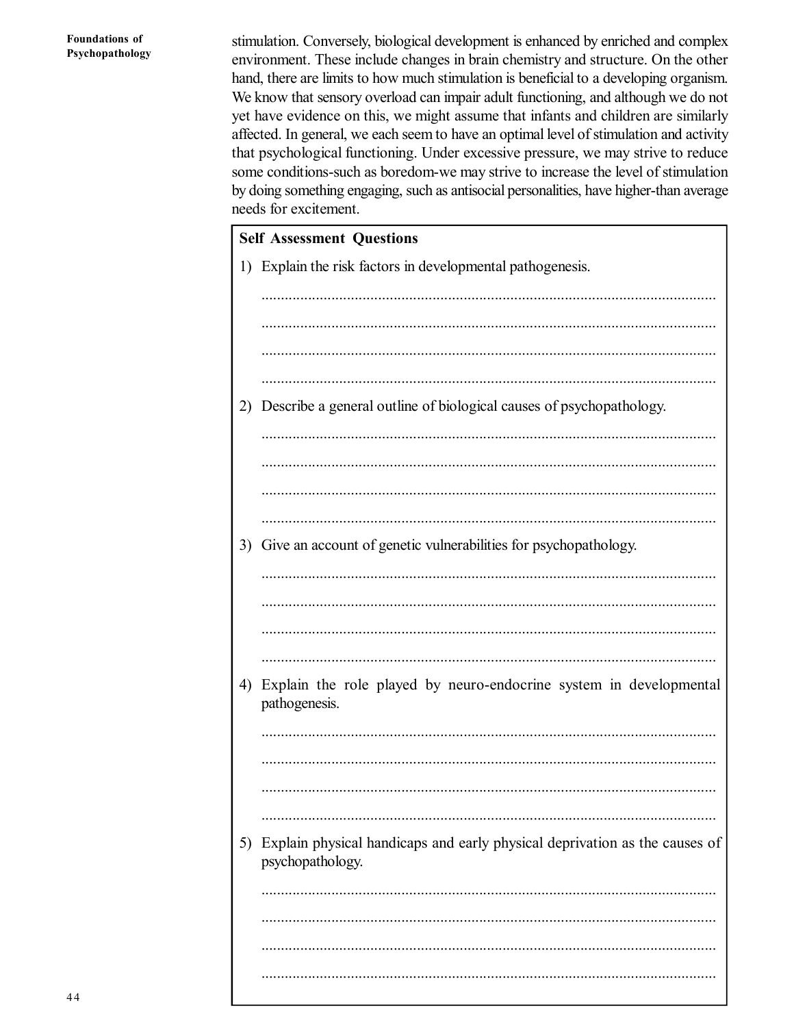stimulation. Conversely, biological development is enhanced by enriched and complex environment. These include changes in brain chemistry and structure. On the other hand, there are limits to how much stimulation is beneficial to a developing organism. We know that sensory overload can impair adult functioning, and although we do not yet have evidence on this, we might assume that infants and children are similarly affected. In general, we each seem to have an optimal level of stimulation and activity that psychological functioning. Under excessive pressure, we may strive to reduce some conditions-such as boredom-we may strive to increase the level of stimulation by doing something engaging, such as antisocial personalities, have higher-than average needs for excitement.

**Self Assessment Questions**

1) Explain the risk factors in developmental pathogenesis.

.....................................................................................................................

.....................................................................................................................

.....................................................................................................................

.....................................................................................................................

2) Describe a general outline of biological causes of psychopathology.

.....................................................................................................................

.....................................................................................................................

.....................................................................................................................

.....................................................................................................................

3) Give an account of genetic vulnerabilities for psychopathology.

.....................................................................................................................

.....................................................................................................................

.....................................................................................................................

.....................................................................................................................

4) Explain the role played by neuro-endocrine system in developmental pathogenesis.

.....................................................................................................................

.....................................................................................................................

.....................................................................................................................

.....................................................................................................................

5) Explain physical handicaps and early physical deprivation as the causes of psychopathology.

.....................................................................................................................

.....................................................................................................................

.....................................................................................................................

.....................................................................................................................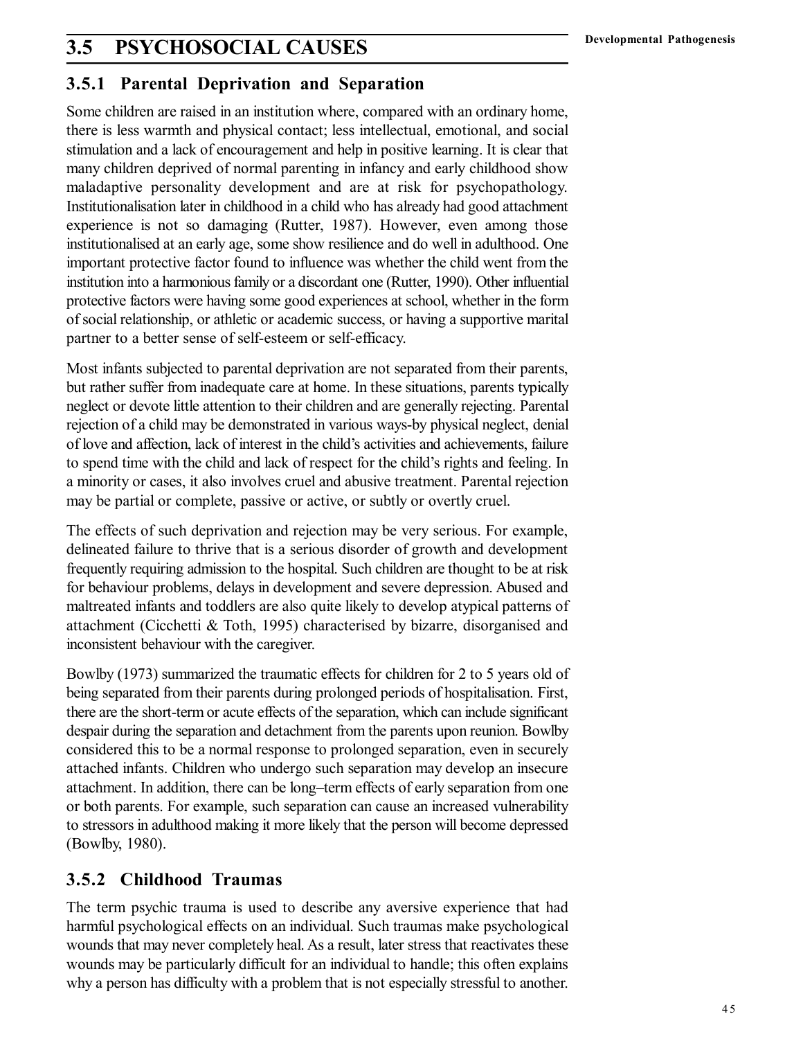## 3.5 PSYCHOSOCIAL CAUSES

### 3.5.1 Parental Deprivation and Separation

Some children are raised in an institution where, compared with an ordinary home, there is less warmth and physical contact; less intellectual, emotional, and social stimulation and a lack of encouragement and help in positive learning. It is clear that many children deprived of normal parenting in infancy and early childhood show maladaptive personality development and are at risk for psychopathology. Institutionalisation later in childhood in a child who has already had good attachment experience is not so damaging (Rutter, 1987). However, even among those institutionalised at an early age, some show resilience and do well in adulthood. One important protective factor found to influence was whether the child went from the institution into a harmonious family or a discordant one (Rutter, 1990). Other influential protective factors were having some good experiences at school, whether in the form of social relationship, or athletic or academic success, or having a supportive marital partner to a better sense of self-esteem or self-efficacy.

Most infants subjected to parental deprivation are not separated from their parents, but rather suffer from inadequate care at home. In these situations, parents typically neglect or devote little attention to their children and are generally rejecting. Parental rejection of a child may be demonstrated in various ways-by physical neglect, denial of love and affection, lack of interest in the child's activities and achievements, failure to spend time with the child and lack of respect for the child's rights and feeling. In a minority or cases, it also involves cruel and abusive treatment. Parental rejection may be partial or complete, passive or active, or subtly or overtly cruel.

The effects of such deprivation and rejection may be very serious. For example, delineated failure to thrive that is a serious disorder of growth and development frequently requiring admission to the hospital. Such children are thought to be at risk for behaviour problems, delays in development and severe depression. Abused and maltreated infants and toddlers are also quite likely to develop atypical patterns of attachment (Cicchetti & Toth, 1995) characterised by bizarre, disorganised and inconsistent behaviour with the caregiver.

Bowlby (1973) summarized the traumatic effects for children for 2 to 5 years old of being separated from their parents during prolonged periods of hospitalisation. First, there are the short-term or acute effects of the separation, which can include significant despair during the separation and detachment from the parents upon reunion. Bowlby considered this to be a normal response to prolonged separation, even in securely attached infants. Children who undergo such separation may develop an insecure attachment. In addition, there can be long–term effects of early separation from one or both parents. For example, such separation can cause an increased vulnerability to stressors in adulthood making it more likely that the person will become depressed (Bowlby, 1980).

### 3.5.2 Childhood Traumas

The term psychic trauma is used to describe any aversive experience that had harmful psychological effects on an individual. Such traumas make psychological wounds that may never completely heal. As a result, later stress that reactivates these wounds may be particularly difficult for an individual to handle; this often explains why a person has difficulty with a problem that is not especially stressful to another.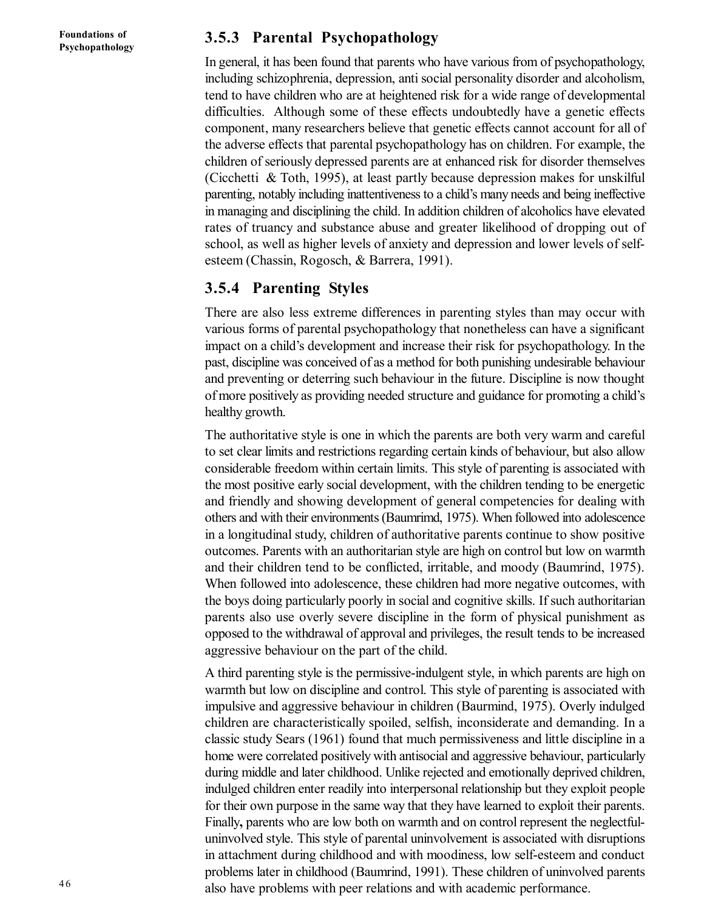### 3.5.3 Parental Psychopathology

In general, it has been found that parents who have various from of psychopathology, including schizophrenia, depression, anti social personality disorder and alcoholism, tend to have children who are at heightened risk for a wide range of developmental difficulties. Although some of these effects undoubtedly have a genetic effects component, many researchers believe that genetic effects cannot account for all of the adverse effects that parental psychopathology has on children. For example, the children of seriously depressed parents are at enhanced risk for disorder themselves (Cicchetti & Toth, 1995), at least partly because depression makes for unskilful parenting, notably including inattentiveness to a child's many needs and being ineffective in managing and disciplining the child. In addition children of alcoholics have elevated rates of truancy and substance abuse and greater likelihood of dropping out of school, as well as higher levels of anxiety and depression and lower levels of self-esteem (Chassin, Rogosch, & Barrera, 1991).

### 3.5.4 Parenting Styles

There are also less extreme differences in parenting styles than may occur with various forms of parental psychopathology that nonetheless can have a significant impact on a child's development and increase their risk for psychopathology. In the past, discipline was conceived of as a method for both punishing undesirable behaviour and preventing or deterring such behaviour in the future. Discipline is now thought of more positively as providing needed structure and guidance for promoting a child's healthy growth.

The authoritative style is one in which the parents are both very warm and careful to set clear limits and restrictions regarding certain kinds of behaviour, but also allow considerable freedom within certain limits. This style of parenting is associated with the most positive early social development, with the children tending to be energetic and friendly and showing development of general competencies for dealing with others and with their environments (Baumrimd, 1975). When followed into adolescence in a longitudinal study, children of authoritative parents continue to show positive outcomes. Parents with an authoritarian style are high on control but low on warmth and their children tend to be conflicted, irritable, and moody (Baumrind, 1975). When followed into adolescence, these children had more negative outcomes, with the boys doing particularly poorly in social and cognitive skills. If such authoritarian parents also use overly severe discipline in the form of physical punishment as opposed to the withdrawal of approval and privileges, the result tends to be increased aggressive behaviour on the part of the child.

A third parenting style is the permissive-indulgent style, in which parents are high on warmth but low on discipline and control. This style of parenting is associated with impulsive and aggressive behaviour in children (Baurmind, 1975). Overly indulged children are characteristically spoiled, selfish, inconsiderate and demanding. In a classic study Sears (1961) found that much permissiveness and little discipline in a home were correlated positively with antisocial and aggressive behaviour, particularly during middle and later childhood. Unlike rejected and emotionally deprived children, indulged children enter readily into interpersonal relationship but they exploit people for their own purpose in the same way that they have learned to exploit their parents. Finally**,** parents who are low both on warmth and on control represent the neglectful-uninvolved style. This style of parental uninvolvement is associated with disruptions in attachment during childhood and with moodiness, low self-esteem and conduct problems later in childhood (Baumrind, 1991). These children of uninvolved parents also have problems with peer relations and with academic performance.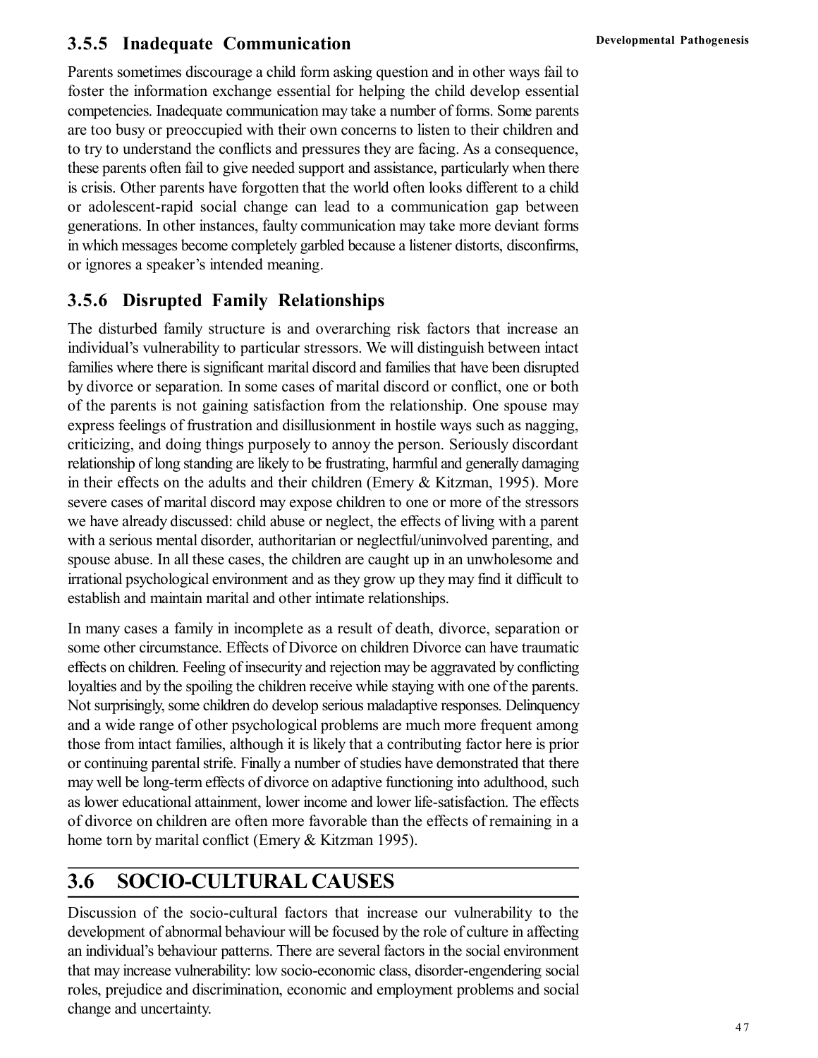### 3.5.5 Inadequate Communication

Parents sometimes discourage a child form asking question and in other ways fail to foster the information exchange essential for helping the child develop essential competencies. Inadequate communication may take a number of forms. Some parents are too busy or preoccupied with their own concerns to listen to their children and to try to understand the conflicts and pressures they are facing. As a consequence, these parents often fail to give needed support and assistance, particularly when there is crisis. Other parents have forgotten that the world often looks different to a child or adolescent-rapid social change can lead to a communication gap between generations. In other instances, faulty communication may take more deviant forms in which messages become completely garbled because a listener distorts, disconfirms, or ignores a speaker's intended meaning.

### 3.5.6 Disrupted Family Relationships

The disturbed family structure is and overarching risk factors that increase an individual's vulnerability to particular stressors. We will distinguish between intact families where there is significant marital discord and families that have been disrupted by divorce or separation. In some cases of marital discord or conflict, one or both of the parents is not gaining satisfaction from the relationship. One spouse may express feelings of frustration and disillusionment in hostile ways such as nagging, criticizing, and doing things purposely to annoy the person. Seriously discordant relationship of long standing are likely to be frustrating, harmful and generally damaging in their effects on the adults and their children (Emery & Kitzman, 1995). More severe cases of marital discord may expose children to one or more of the stressors we have already discussed: child abuse or neglect, the effects of living with a parent with a serious mental disorder, authoritarian or neglectful/uninvolved parenting, and spouse abuse. In all these cases, the children are caught up in an unwholesome and irrational psychological environment and as they grow up they may find it difficult to establish and maintain marital and other intimate relationships.

In many cases a family in incomplete as a result of death, divorce, separation or some other circumstance. Effects of Divorce on children Divorce can have traumatic effects on children. Feeling of insecurity and rejection may be aggravated by conflicting loyalties and by the spoiling the children receive while staying with one of the parents. Not surprisingly, some children do develop serious maladaptive responses. Delinquency and a wide range of other psychological problems are much more frequent among those from intact families, although it is likely that a contributing factor here is prior or continuing parental strife. Finally a number of studies have demonstrated that there may well be long-term effects of divorce on adaptive functioning into adulthood, such as lower educational attainment, lower income and lower life-satisfaction. The effects of divorce on children are often more favorable than the effects of remaining in a home torn by marital conflict (Emery & Kitzman 1995).

## 3.6 SOCIO-CULTURAL CAUSES

Discussion of the socio-cultural factors that increase our vulnerability to the development of abnormal behaviour will be focused by the role of culture in affecting an individual's behaviour patterns. There are several factors in the social environment that may increase vulnerability: low socio-economic class, disorder-engendering social roles, prejudice and discrimination, economic and employment problems and social change and uncertainty.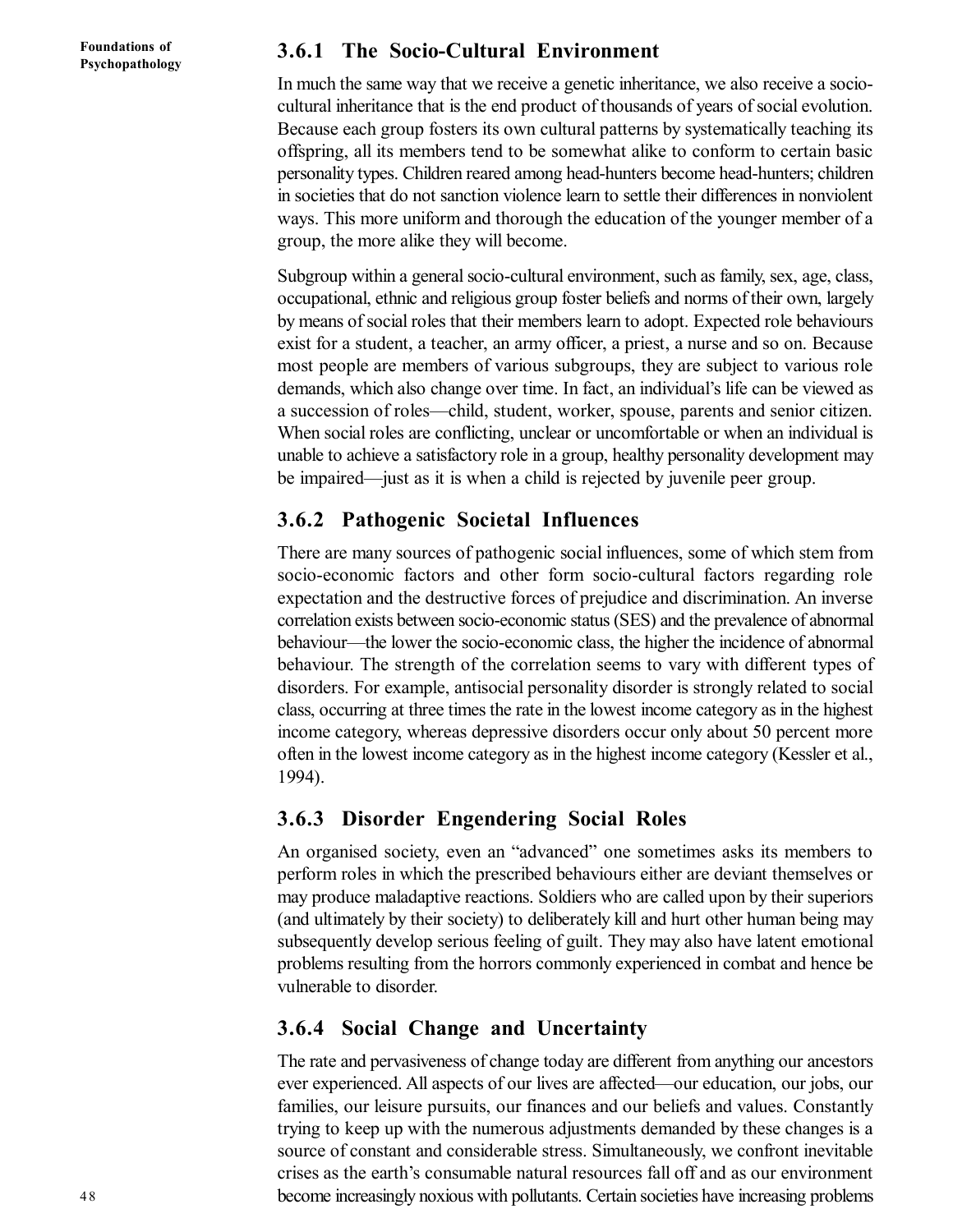### 3.6.1 The Socio-Cultural Environment

In much the same way that we receive a genetic inheritance, we also receive a socio-cultural inheritance that is the end product of thousands of years of social evolution. Because each group fosters its own cultural patterns by systematically teaching its offspring, all its members tend to be somewhat alike to conform to certain basic personality types. Children reared among head-hunters become head-hunters; children in societies that do not sanction violence learn to settle their differences in nonviolent ways. This more uniform and thorough the education of the younger member of a group, the more alike they will become.

Subgroup within a general socio-cultural environment, such as family, sex, age, class, occupational, ethnic and religious group foster beliefs and norms of their own, largely by means of social roles that their members learn to adopt. Expected role behaviours exist for a student, a teacher, an army officer, a priest, a nurse and so on. Because most people are members of various subgroups, they are subject to various role demands, which also change over time. In fact, an individual's life can be viewed as a succession of roles—child, student, worker, spouse, parents and senior citizen. When social roles are conflicting, unclear or uncomfortable or when an individual is unable to achieve a satisfactory role in a group, healthy personality development may be impaired—just as it is when a child is rejected by juvenile peer group.

### 3.6.2 Pathogenic Societal Influences

There are many sources of pathogenic social influences, some of which stem from socio-economic factors and other form socio-cultural factors regarding role expectation and the destructive forces of prejudice and discrimination. An inverse correlation exists between socio-economic status (SES) and the prevalence of abnormal behaviour—the lower the socio-economic class, the higher the incidence of abnormal behaviour. The strength of the correlation seems to vary with different types of disorders. For example, antisocial personality disorder is strongly related to social class, occurring at three times the rate in the lowest income category as in the highest income category, whereas depressive disorders occur only about 50 percent more often in the lowest income category as in the highest income category (Kessler et al., 1994).

### 3.6.3 Disorder Engendering Social Roles

An organised society, even an "advanced" one sometimes asks its members to perform roles in which the prescribed behaviours either are deviant themselves or may produce maladaptive reactions. Soldiers who are called upon by their superiors (and ultimately by their society) to deliberately kill and hurt other human being may subsequently develop serious feeling of guilt. They may also have latent emotional problems resulting from the horrors commonly experienced in combat and hence be vulnerable to disorder.

### 3.6.4 Social Change and Uncertainty

The rate and pervasiveness of change today are different from anything our ancestors ever experienced. All aspects of our lives are affected—our education, our jobs, our families, our leisure pursuits, our finances and our beliefs and values. Constantly trying to keep up with the numerous adjustments demanded by these changes is a source of constant and considerable stress. Simultaneously, we confront inevitable crises as the earth's consumable natural resources fall off and as our environment become increasingly noxious with pollutants. Certain societies have increasing problems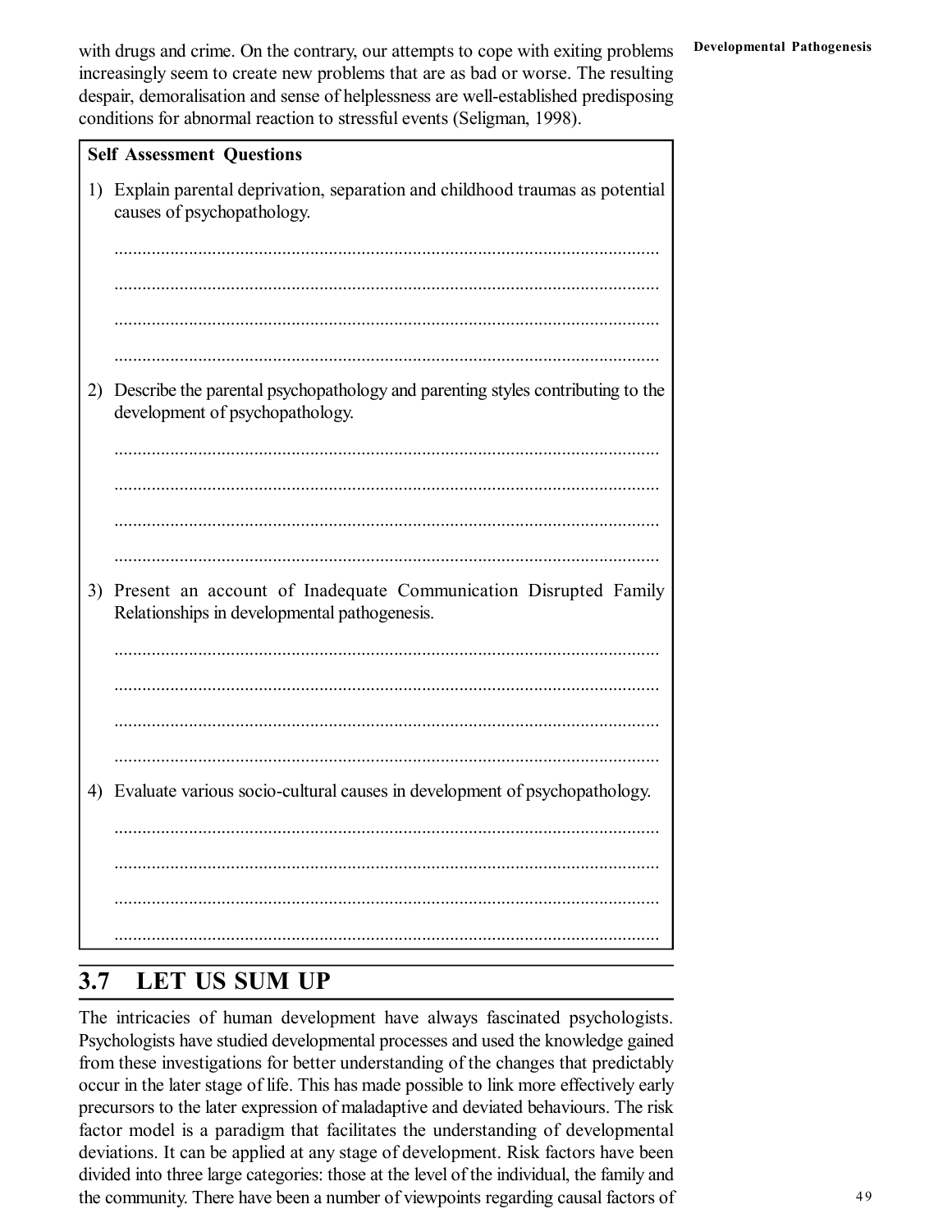with drugs and crime. On the contrary, our attempts to cope with exiting problems increasingly seem to create new problems that are as bad or worse. The resulting despair, demoralisation and sense of helplessness are well-established predisposing conditions for abnormal reaction to stressful events (Seligman, 1998).

**Self Assessment Questions**

1) Explain parental deprivation, separation and childhood traumas as potential causes of psychopathology.

.....................................................................................................................

.....................................................................................................................

.....................................................................................................................

.....................................................................................................................

2) Describe the parental psychopathology and parenting styles contributing to the development of psychopathology.

.....................................................................................................................

.....................................................................................................................

.....................................................................................................................

.....................................................................................................................

3) Present an account of Inadequate Communication Disrupted Family Relationships in developmental pathogenesis.

.....................................................................................................................

.....................................................................................................................

.....................................................................................................................

.....................................................................................................................

4) Evaluate various socio-cultural causes in development of psychopathology.

.....................................................................................................................

.....................................................................................................................

.....................................................................................................................

.....................................................................................................................

## 3.7 LET US SUM UP

The intricacies of human development have always fascinated psychologists. Psychologists have studied developmental processes and used the knowledge gained from these investigations for better understanding of the changes that predictably occur in the later stage of life. This has made possible to link more effectively early precursors to the later expression of maladaptive and deviated behaviours. The risk factor model is a paradigm that facilitates the understanding of developmental deviations. It can be applied at any stage of development. Risk factors have been divided into three large categories: those at the level of the individual, the family and the community. There have been a number of viewpoints regarding causal factors of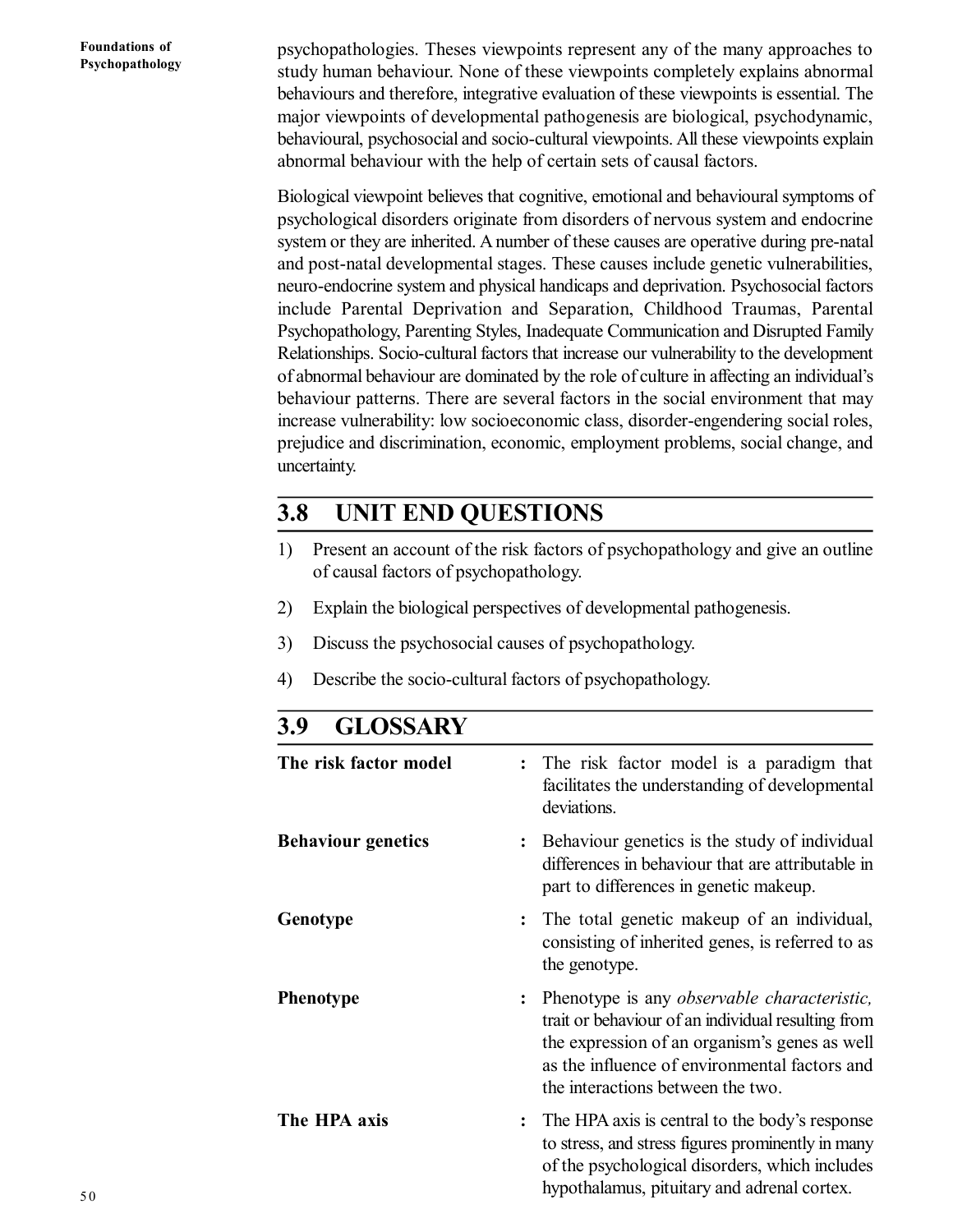psychopathologies. Theses viewpoints represent any of the many approaches to study human behaviour. None of these viewpoints completely explains abnormal behaviours and therefore, integrative evaluation of these viewpoints is essential. The major viewpoints of developmental pathogenesis are biological, psychodynamic, behavioural, psychosocial and socio-cultural viewpoints. All these viewpoints explain abnormal behaviour with the help of certain sets of causal factors.

Biological viewpoint believes that cognitive, emotional and behavioural symptoms of psychological disorders originate from disorders of nervous system and endocrine system or they are inherited. A number of these causes are operative during pre-natal and post-natal developmental stages. These causes include genetic vulnerabilities, neuro-endocrine system and physical handicaps and deprivation. Psychosocial factors include Parental Deprivation and Separation, Childhood Traumas, Parental Psychopathology, Parenting Styles, Inadequate Communication and Disrupted Family Relationships. Socio-cultural factors that increase our vulnerability to the development of abnormal behaviour are dominated by the role of culture in affecting an individual's behaviour patterns. There are several factors in the social environment that may increase vulnerability: low socioeconomic class, disorder-engendering social roles, prejudice and discrimination, economic, employment problems, social change, and uncertainty.

## 3.8 UNIT END QUESTIONS

1) Present an account of the risk factors of psychopathology and give an outline of causal factors of psychopathology.
2) Explain the biological perspectives of developmental pathogenesis.
3) Discuss the psychosocial causes of psychopathology.
4) Describe the socio-cultural factors of psychopathology.

## 3.9 GLOSSARY

**The risk factor model** : The risk factor model is a paradigm that facilitates the understanding of developmental deviations.

**Behaviour genetics** : Behaviour genetics is the study of individual differences in behaviour that are attributable in part to differences in genetic makeup.

**Genotype** : The total genetic makeup of an individual, consisting of inherited genes, is referred to as the genotype.

**Phenotype** : Phenotype is any *observable characteristic,* trait or behaviour of an individual resulting from the expression of an organism's genes as well as the influence of environmental factors and the interactions between the two.

**The HPA axis** : The HPA axis is central to the body's response to stress, and stress figures prominently in many of the psychological disorders, which includes hypothalamus, pituitary and adrenal cortex.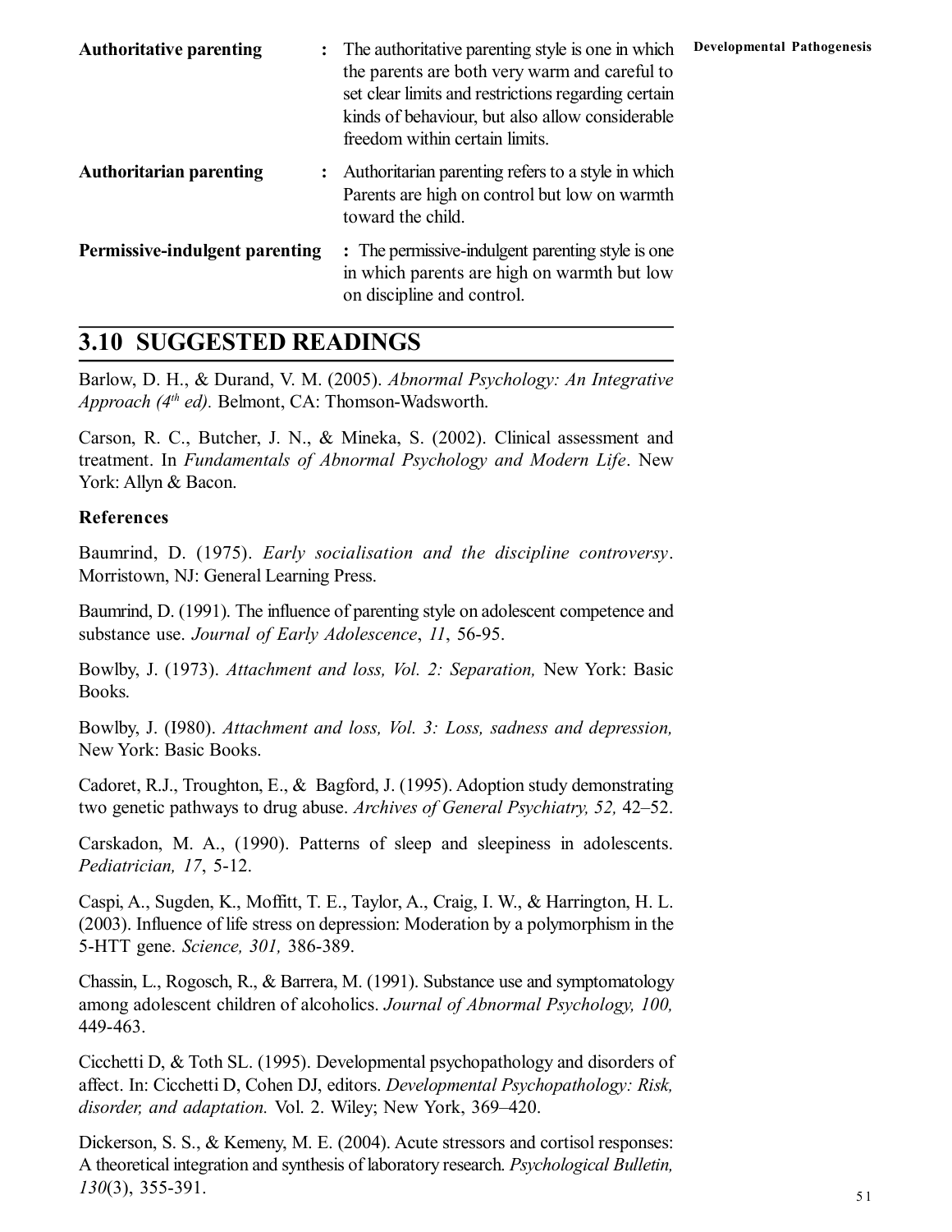**Authoritative parenting** : The authoritative parenting style is one in which the parents are both very warm and careful to set clear limits and restrictions regarding certain kinds of behaviour, but also allow considerable freedom within certain limits.

**Authoritarian parenting** : Authoritarian parenting refers to a style in which Parents are high on control but low on warmth toward the child.

**Permissive-indulgent parenting** : The permissive-indulgent parenting style is one in which parents are high on warmth but low on discipline and control.

## 3.10 SUGGESTED READINGS

Barlow, D. H., & Durand, V. M. (2005). *Abnormal Psychology: An Integrative Approach (4th ed).* Belmont, CA: Thomson-Wadsworth.

Carson, R. C., Butcher, J. N., & Mineka, S. (2002). Clinical assessment and treatment. In *Fundamentals of Abnormal Psychology and Modern Life*. New York: Allyn & Bacon.

### References

Baumrind, D. (1975). *Early socialisation and the discipline controversy*. Morristown, NJ: General Learning Press.

Baumrind, D. (1991). The influence of parenting style on adolescent competence and substance use. *Journal of Early Adolescence*, *11*, 56-95.

Bowlby, J. (1973). *Attachment and loss, Vol. 2: Separation,* New York: Basic Books.

Bowlby, J. (I980). *Attachment and loss, Vol. 3: Loss, sadness and depression,* New York: Basic Books.

Cadoret, R.J., Troughton, E., & Bagford, J. (1995). Adoption study demonstrating two genetic pathways to drug abuse. *Archives of General Psychiatry, 52,* 42–52.

Carskadon, M. A., (1990). Patterns of sleep and sleepiness in adolescents. *Pediatrician, 17*, 5-12.

Caspi, A., Sugden, K., Moffitt, T. E., Taylor, A., Craig, I. W., & Harrington, H. L. (2003). Influence of life stress on depression: Moderation by a polymorphism in the 5-HTT gene. *Science, 301,* 386-389.

Chassin, L., Rogosch, R., & Barrera, M. (1991). Substance use and symptomatology among adolescent children of alcoholics. *Journal of Abnormal Psychology, 100,* 449-463.

Cicchetti D, & Toth SL. (1995). Developmental psychopathology and disorders of affect. In: Cicchetti D, Cohen DJ, editors. *Developmental Psychopathology: Risk, disorder, and adaptation.* Vol. 2. Wiley; New York, 369–420.

Dickerson, S. S., & Kemeny, M. E. (2004). Acute stressors and cortisol responses: A theoretical integration and synthesis of laboratory research. *Psychological Bulletin, 130*(3), 355-391.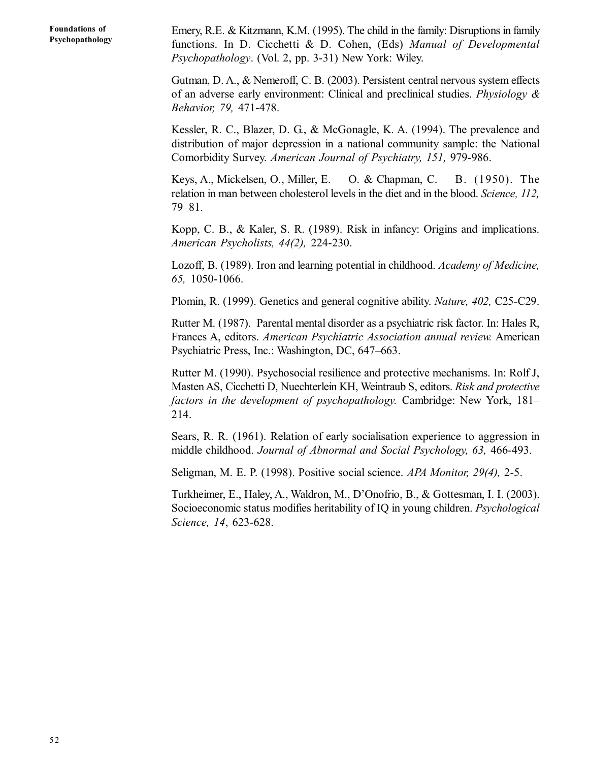Emery, R.E. & Kitzmann, K.M. (1995). The child in the family: Disruptions in family functions. In D. Cicchetti & D. Cohen, (Eds) *Manual of Developmental Psychopathology*. (Vol. 2, pp. 3-31) New York: Wiley.

Gutman, D. A., & Nemeroff, C. B. (2003). Persistent central nervous system effects of an adverse early environment: Clinical and preclinical studies. *Physiology & Behavior, 79,* 471-478.

Kessler, R. C., Blazer, D. G., & McGonagle, K. A. (1994). The prevalence and distribution of major depression in a national community sample: the National Comorbidity Survey. *American Journal of Psychiatry, 151,* 979-986.

Keys, A., Mickelsen, O., Miller, E. O. & Chapman, C. B. (1950). The relation in man between cholesterol levels in the diet and in the blood. *Science, 112,* 79–81.

Kopp, C. B., & Kaler, S. R. (1989). Risk in infancy: Origins and implications. *American Psycholists, 44(2),* 224-230.

Lozoff, B. (1989). Iron and learning potential in childhood. *Academy of Medicine, 65,* 1050-1066.

Plomin, R. (1999). Genetics and general cognitive ability. *Nature, 402,* C25-C29.

Rutter M. (1987). Parental mental disorder as a psychiatric risk factor. In: Hales R, Frances A, editors. *American Psychiatric Association annual review.* American Psychiatric Press, Inc.: Washington, DC, 647–663.

Rutter M. (1990). Psychosocial resilience and protective mechanisms. In: Rolf J, Masten AS, Cicchetti D, Nuechterlein KH, Weintraub S, editors. *Risk and protective factors in the development of psychopathology.* Cambridge: New York, 181–214.

Sears, R. R. (1961). Relation of early socialisation experience to aggression in middle childhood. *Journal of Abnormal and Social Psychology, 63,* 466-493.

Seligman, M. E. P. (1998). Positive social science. *APA Monitor, 29(4),* 2-5.

Turkheimer, E., Haley, A., Waldron, M., D'Onofrio, B., & Gottesman, I. I. (2003). Socioeconomic status modifies heritability of IQ in young children. *Psychological Science, 14*, 623-628.